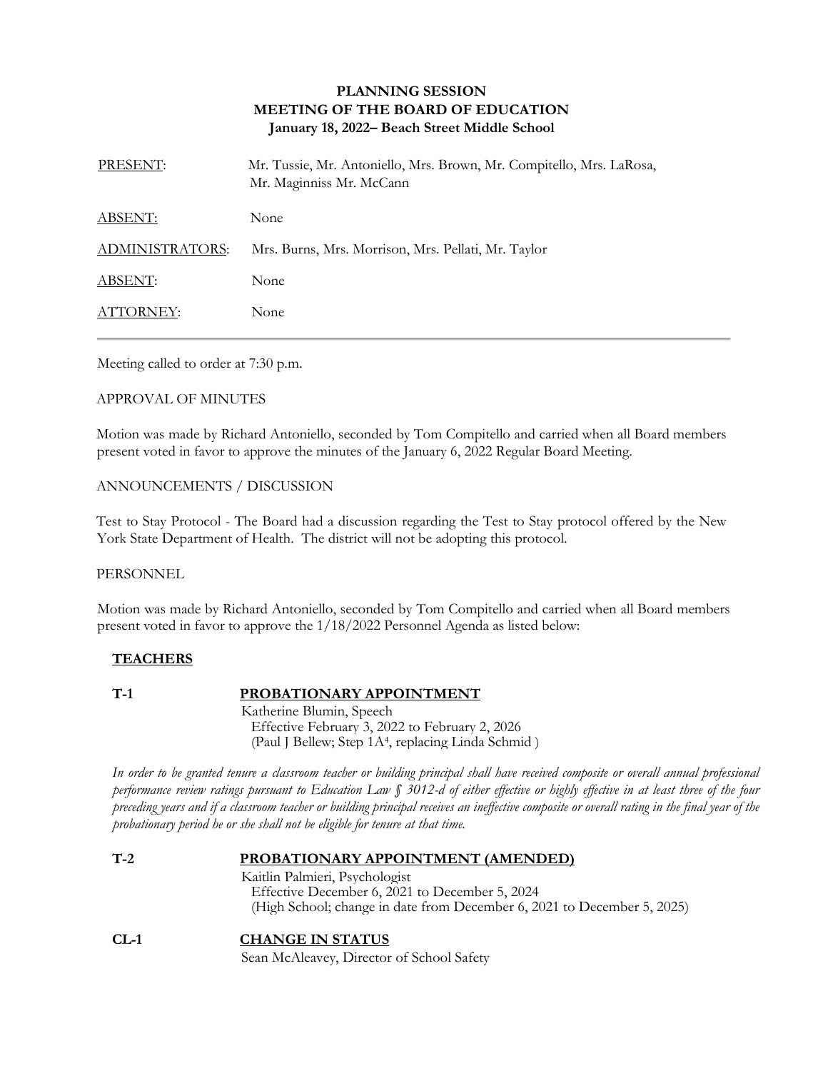# PLANNING SESSION
## MEETING OF THE BOARD OF EDUCATION
### January 18, 2022– Beach Street Middle School

| | |
|---|---|
| PRESENT: | Mr. Tussie, Mr. Antoniello, Mrs. Brown, Mr. Compitello, Mrs. LaRosa, Mr. Maginniss Mr. McCann |
| ABSENT: | None |
| ADMINISTRATORS: | Mrs. Burns, Mrs. Morrison, Mrs. Pellati, Mr. Taylor |
| ABSENT: | None |
| ATTORNEY: | None |

---

Meeting called to order at 7:30 p.m.

APPROVAL OF MINUTES

Motion was made by Richard Antoniello, seconded by Tom Compitello and carried when all Board members present voted in favor to approve the minutes of the January 6, 2022 Regular Board Meeting.

ANNOUNCEMENTS / DISCUSSION

Test to Stay Protocol - The Board had a discussion regarding the Test to Stay protocol offered by the New York State Department of Health. The district will not be adopting this protocol.

PERSONNEL

Motion was made by Richard Antoniello, seconded by Tom Compitello and carried when all Board members present voted in favor to approve the 1/18/2022 Personnel Agenda as listed below:

**TEACHERS**

**T-1** **PROBATIONARY APPOINTMENT**

Katherine Blumin, Speech
Effective February 3, 2022 to February 2, 2026
(Paul J Bellew; Step 1A[4], replacing Linda Schmid )

*In order to be granted tenure a classroom teacher or building principal shall have received composite or overall annual professional performance review ratings pursuant to Education Law § 3012-d of either effective or highly effective in at least three of the four preceding years and if a classroom teacher or building principal receives an ineffective composite or overall rating in the final year of the probationary period he or she shall not be eligible for tenure at that time.*

**T-2** **PROBATIONARY APPOINTMENT (AMENDED)**

Kaitlin Palmieri, Psychologist
Effective December 6, 2021 to December 5, 2024
(High School; change in date from December 6, 2021 to December 5, 2025)

**CL-1** **CHANGE IN STATUS**

Sean McAleavey, Director of School Safety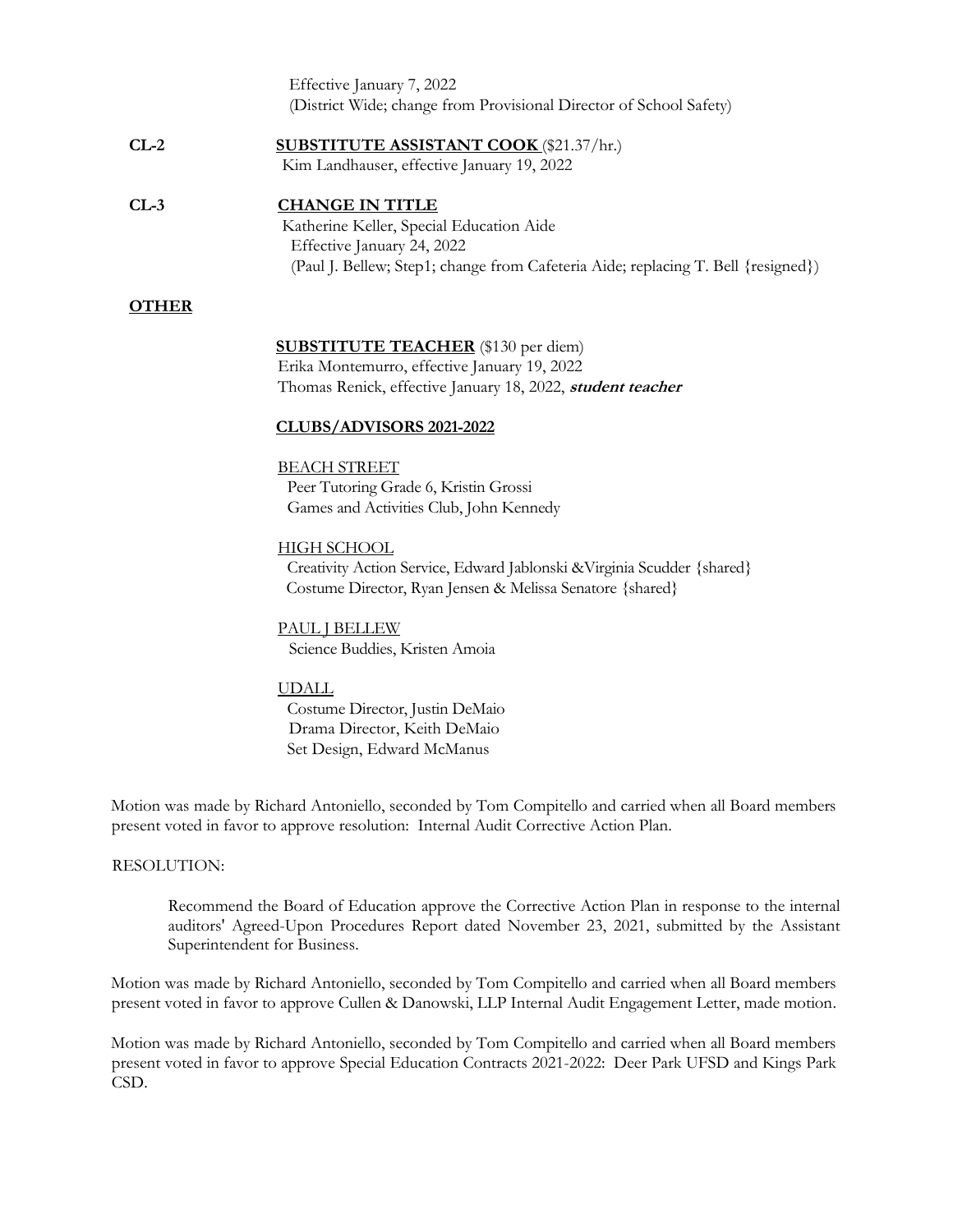Effective January 7, 2022
(District Wide; change from Provisional Director of School Safety)

**CL-2** **SUBSTITUTE ASSISTANT COOK** ($21.37/hr.)
Kim Landhauser, effective January 19, 2022

**CL-3** **CHANGE IN TITLE**
Katherine Keller, Special Education Aide
Effective January 24, 2022
(Paul J. Bellew; Step1; change from Cafeteria Aide; replacing T. Bell {resigned})

**OTHER**

**SUBSTITUTE TEACHER** ($130 per diem)
Erika Montemurro, effective January 19, 2022
Thomas Renick, effective January 18, 2022, ***student teacher***

**CLUBS/ADVISORS 2021-2022**

BEACH STREET
Peer Tutoring Grade 6, Kristin Grossi
Games and Activities Club, John Kennedy

HIGH SCHOOL
Creativity Action Service, Edward Jablonski &Virginia Scudder {shared}
Costume Director, Ryan Jensen & Melissa Senatore {shared}

PAUL J BELLEW
Science Buddies, Kristen Amoia

UDALL
Costume Director, Justin DeMaio
Drama Director, Keith DeMaio
Set Design, Edward McManus

Motion was made by Richard Antoniello, seconded by Tom Compitello and carried when all Board members present voted in favor to approve resolution: Internal Audit Corrective Action Plan.

RESOLUTION:

Recommend the Board of Education approve the Corrective Action Plan in response to the internal auditors' Agreed-Upon Procedures Report dated November 23, 2021, submitted by the Assistant Superintendent for Business.

Motion was made by Richard Antoniello, seconded by Tom Compitello and carried when all Board members present voted in favor to approve Cullen & Danowski, LLP Internal Audit Engagement Letter, made motion.

Motion was made by Richard Antoniello, seconded by Tom Compitello and carried when all Board members present voted in favor to approve Special Education Contracts 2021-2022: Deer Park UFSD and Kings Park CSD.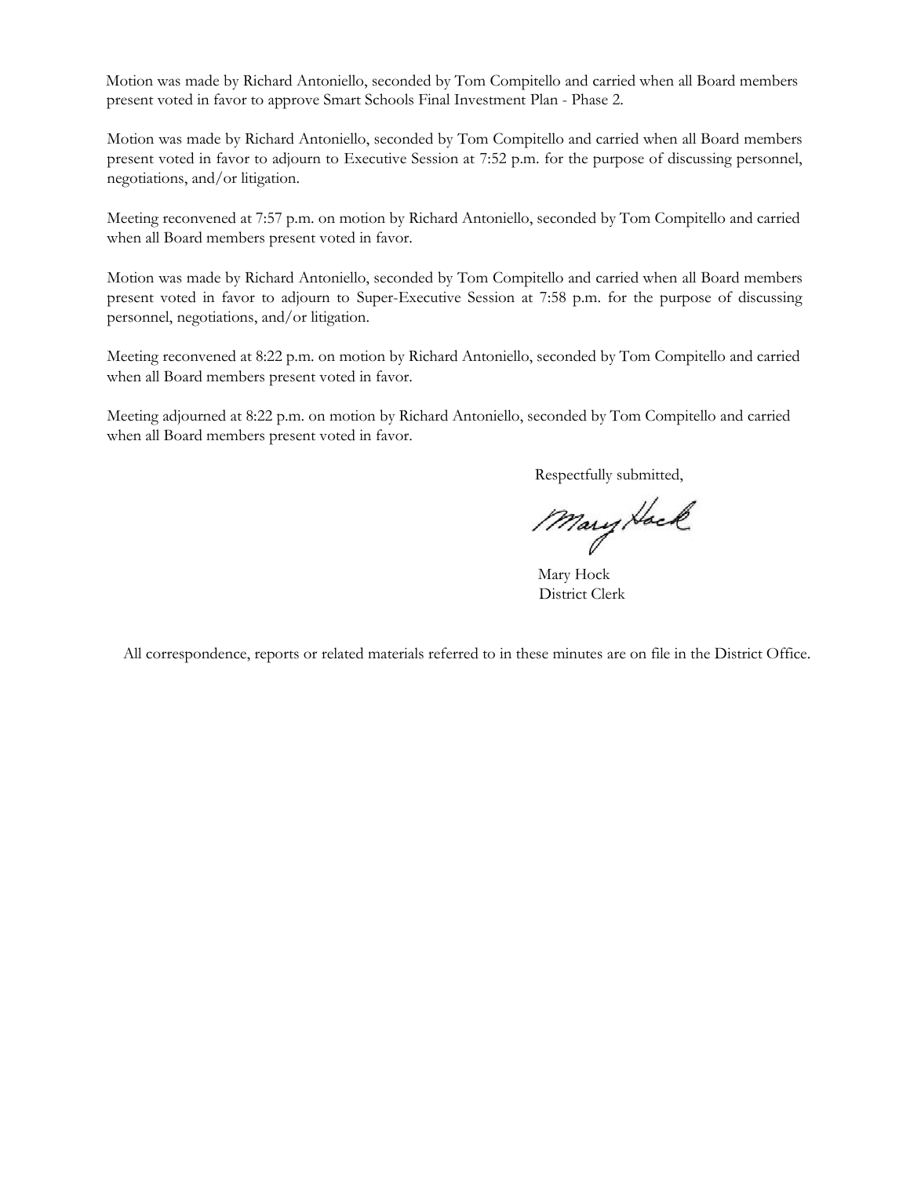Motion was made by Richard Antoniello, seconded by Tom Compitello and carried when all Board members present voted in favor to approve Smart Schools Final Investment Plan - Phase 2.

Motion was made by Richard Antoniello, seconded by Tom Compitello and carried when all Board members present voted in favor to adjourn to Executive Session at 7:52 p.m. for the purpose of discussing personnel, negotiations, and/or litigation.

Meeting reconvened at 7:57 p.m. on motion by Richard Antoniello, seconded by Tom Compitello and carried when all Board members present voted in favor.

Motion was made by Richard Antoniello, seconded by Tom Compitello and carried when all Board members present voted in favor to adjourn to Super-Executive Session at 7:58 p.m. for the purpose of discussing personnel, negotiations, and/or litigation.

Meeting reconvened at 8:22 p.m. on motion by Richard Antoniello, seconded by Tom Compitello and carried when all Board members present voted in favor.

Meeting adjourned at 8:22 p.m. on motion by Richard Antoniello, seconded by Tom Compitello and carried when all Board members present voted in favor.

Respectfully submitted,

Mary Hock

Mary Hock
District Clerk

All correspondence, reports or related materials referred to in these minutes are on file in the District Office.